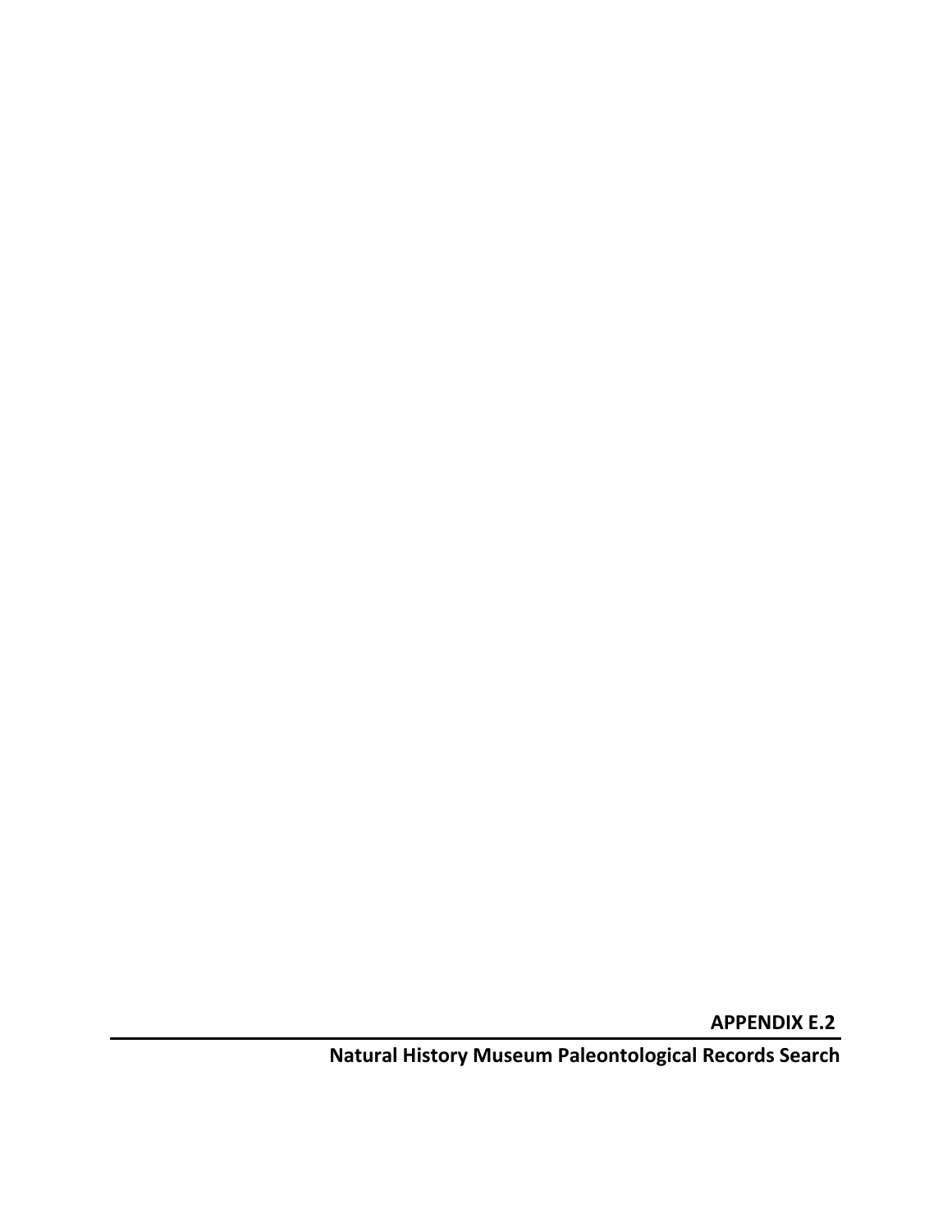**APPENDIX E.2**

---

**Natural History Museum Paleontological Records Search**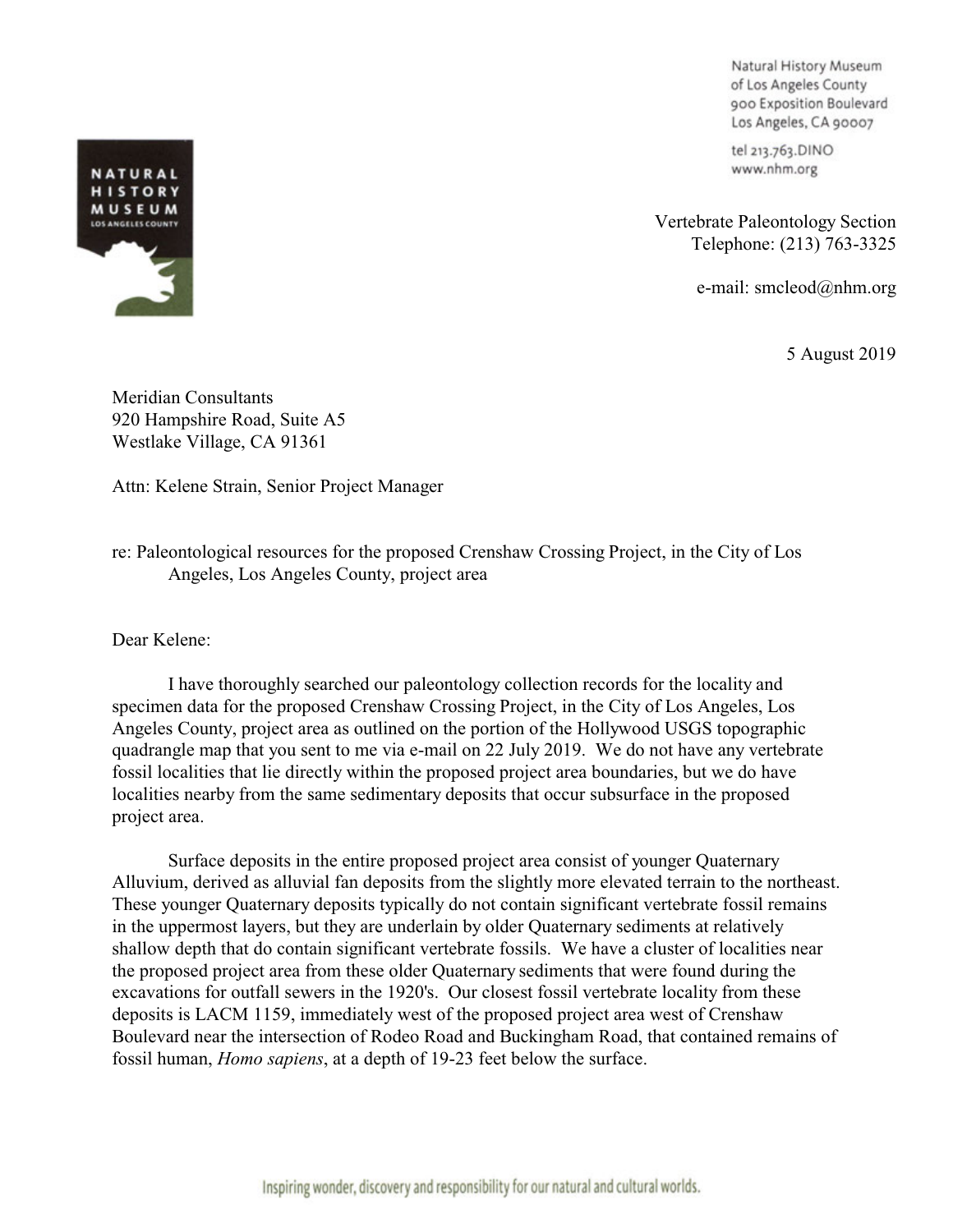Natural History Museum
of Los Angeles County
900 Exposition Boulevard
Los Angeles, CA 90007

tel 213.763.DINO
www.nhm.org

Vertebrate Paleontology Section
Telephone: (213) 763-3325

e-mail: smcleod@nhm.org

5 August 2019

Meridian Consultants
920 Hampshire Road, Suite A5
Westlake Village, CA 91361

Attn: Kelene Strain, Senior Project Manager

re: Paleontological resources for the proposed Crenshaw Crossing Project, in the City of Los Angeles, Los Angeles County, project area

Dear Kelene:

I have thoroughly searched our paleontology collection records for the locality and specimen data for the proposed Crenshaw Crossing Project, in the City of Los Angeles, Los Angeles County, project area as outlined on the portion of the Hollywood USGS topographic quadrangle map that you sent to me via e-mail on 22 July 2019. We do not have any vertebrate fossil localities that lie directly within the proposed project area boundaries, but we do have localities nearby from the same sedimentary deposits that occur subsurface in the proposed project area.

Surface deposits in the entire proposed project area consist of younger Quaternary Alluvium, derived as alluvial fan deposits from the slightly more elevated terrain to the northeast. These younger Quaternary deposits typically do not contain significant vertebrate fossil remains in the uppermost layers, but they are underlain by older Quaternary sediments at relatively shallow depth that do contain significant vertebrate fossils. We have a cluster of localities near the proposed project area from these older Quaternary sediments that were found during the excavations for outfall sewers in the 1920's. Our closest fossil vertebrate locality from these deposits is LACM 1159, immediately west of the proposed project area west of Crenshaw Boulevard near the intersection of Rodeo Road and Buckingham Road, that contained remains of fossil human, *Homo sapiens*, at a depth of 19-23 feet below the surface.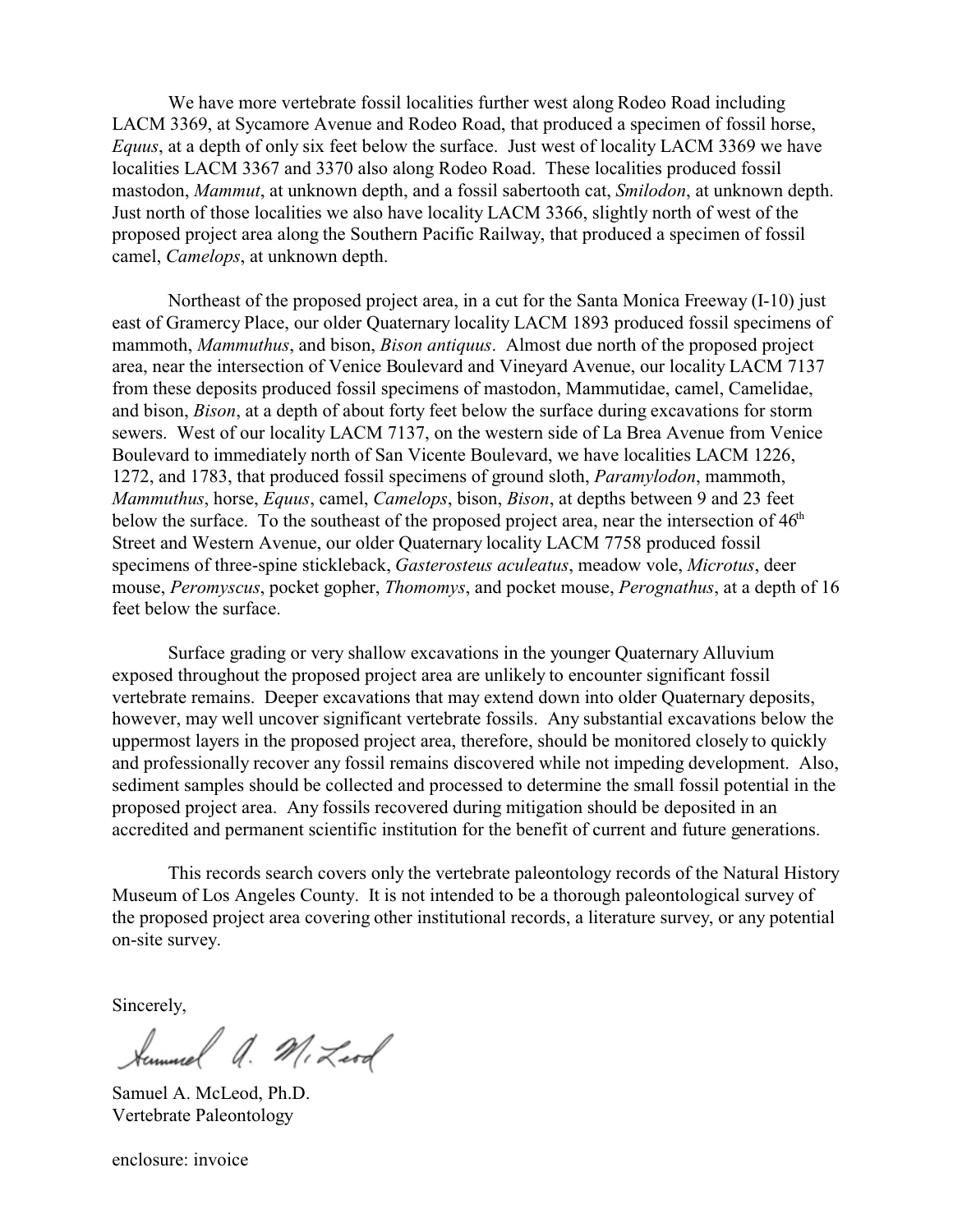We have more vertebrate fossil localities further west along Rodeo Road including LACM 3369, at Sycamore Avenue and Rodeo Road, that produced a specimen of fossil horse, *Equus*, at a depth of only six feet below the surface. Just west of locality LACM 3369 we have localities LACM 3367 and 3370 also along Rodeo Road. These localities produced fossil mastodon, *Mammut*, at unknown depth, and a fossil sabertooth cat, *Smilodon*, at unknown depth. Just north of those localities we also have locality LACM 3366, slightly north of west of the proposed project area along the Southern Pacific Railway, that produced a specimen of fossil camel, *Camelops*, at unknown depth.

Northeast of the proposed project area, in a cut for the Santa Monica Freeway (I-10) just east of Gramercy Place, our older Quaternary locality LACM 1893 produced fossil specimens of mammoth, *Mammuthus*, and bison, *Bison antiquus*. Almost due north of the proposed project area, near the intersection of Venice Boulevard and Vineyard Avenue, our locality LACM 7137 from these deposits produced fossil specimens of mastodon, Mammutidae, camel, Camelidae, and bison, *Bison*, at a depth of about forty feet below the surface during excavations for storm sewers. West of our locality LACM 7137, on the western side of La Brea Avenue from Venice Boulevard to immediately north of San Vicente Boulevard, we have localities LACM 1226, 1272, and 1783, that produced fossil specimens of ground sloth, *Paramylodon*, mammoth, *Mammuthus*, horse, *Equus*, camel, *Camelops*, bison, *Bison*, at depths between 9 and 23 feet below the surface. To the southeast of the proposed project area, near the intersection of 46th Street and Western Avenue, our older Quaternary locality LACM 7758 produced fossil specimens of three-spine stickleback, *Gasterosteus aculeatus*, meadow vole, *Microtus*, deer mouse, *Peromyscus*, pocket gopher, *Thomomys*, and pocket mouse, *Perognathus*, at a depth of 16 feet below the surface.

Surface grading or very shallow excavations in the younger Quaternary Alluvium exposed throughout the proposed project area are unlikely to encounter significant fossil vertebrate remains. Deeper excavations that may extend down into older Quaternary deposits, however, may well uncover significant vertebrate fossils. Any substantial excavations below the uppermost layers in the proposed project area, therefore, should be monitored closely to quickly and professionally recover any fossil remains discovered while not impeding development. Also, sediment samples should be collected and processed to determine the small fossil potential in the proposed project area. Any fossils recovered during mitigation should be deposited in an accredited and permanent scientific institution for the benefit of current and future generations.

This records search covers only the vertebrate paleontology records of the Natural History Museum of Los Angeles County. It is not intended to be a thorough paleontological survey of the proposed project area covering other institutional records, a literature survey, or any potential on-site survey.

Sincerely,

Samuel A. McLeod

Samuel A. McLeod, Ph.D.
Vertebrate Paleontology

enclosure: invoice